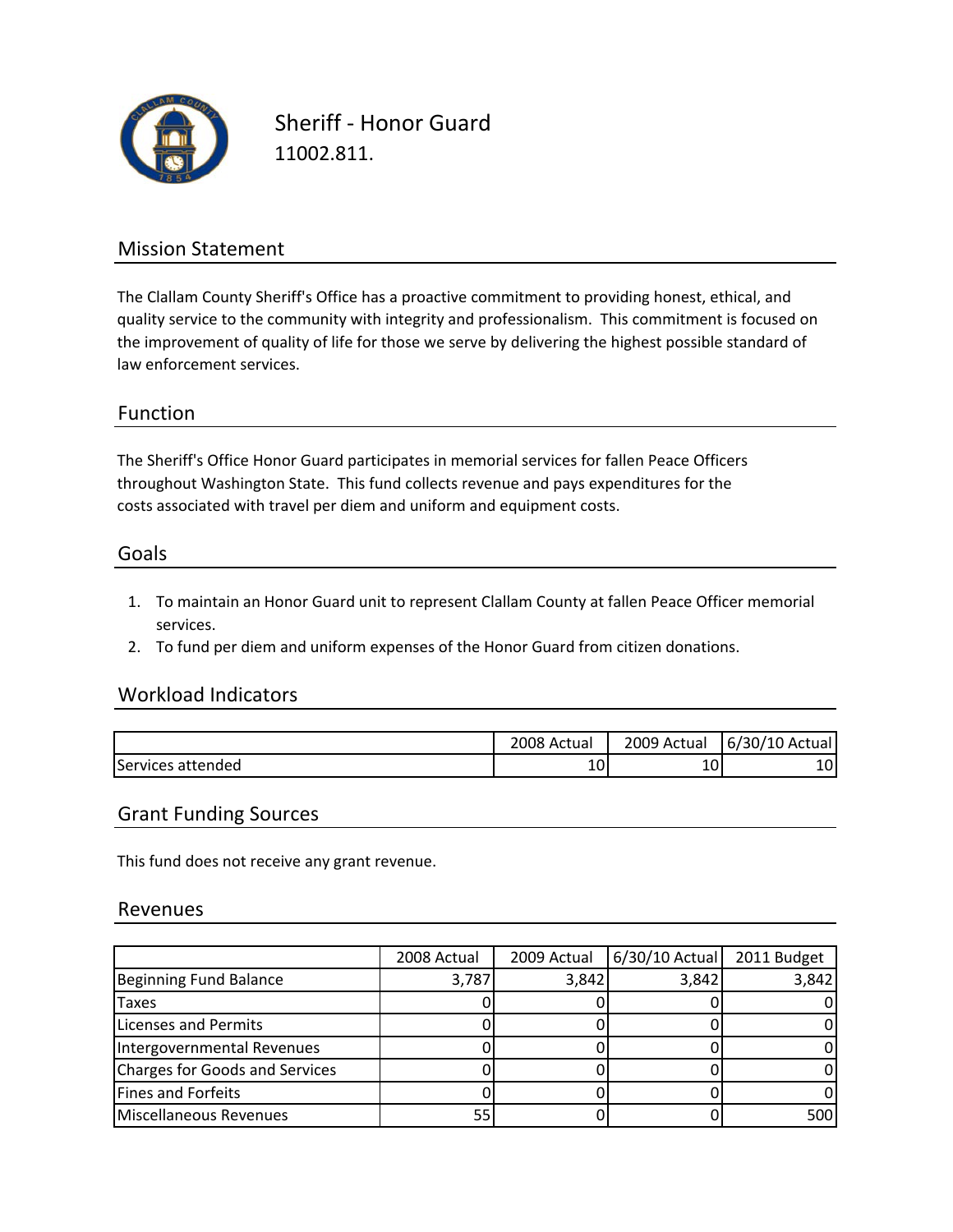# Sheriff - Honor Guard

11002.811.

## Mission Statement

The Clallam County Sheriff's Office has a proactive commitment to providing honest, ethical, and quality service to the community with integrity and professionalism. This commitment is focused on the improvement of quality of life for those we serve by delivering the highest possible standard of law enforcement services.

## Function

The Sheriff's Office Honor Guard participates in memorial services for fallen Peace Officers throughout Washington State. This fund collects revenue and pays expenditures for the costs associated with travel per diem and uniform and equipment costs.

## Goals

1. To maintain an Honor Guard unit to represent Clallam County at fallen Peace Officer memorial services.
2. To fund per diem and uniform expenses of the Honor Guard from citizen donations.

## Workload Indicators

| | 2008 Actual | 2009 Actual | 6/30/10 Actual |
|---|---|---|---|
| Services attended | 10 | 10 | 10 |

## Grant Funding Sources

This fund does not receive any grant revenue.

## Revenues

| | 2008 Actual | 2009 Actual | 6/30/10 Actual | 2011 Budget |
|---|---|---|---|---|
| Beginning Fund Balance | 3,787 | 3,842 | 3,842 | 3,842 |
| Taxes | 0 | 0 | 0 | 0 |
| Licenses and Permits | 0 | 0 | 0 | 0 |
| Intergovernmental Revenues | 0 | 0 | 0 | 0 |
| Charges for Goods and Services | 0 | 0 | 0 | 0 |
| Fines and Forfeits | 0 | 0 | 0 | 0 |
| Miscellaneous Revenues | 55 | 0 | 0 | 500 |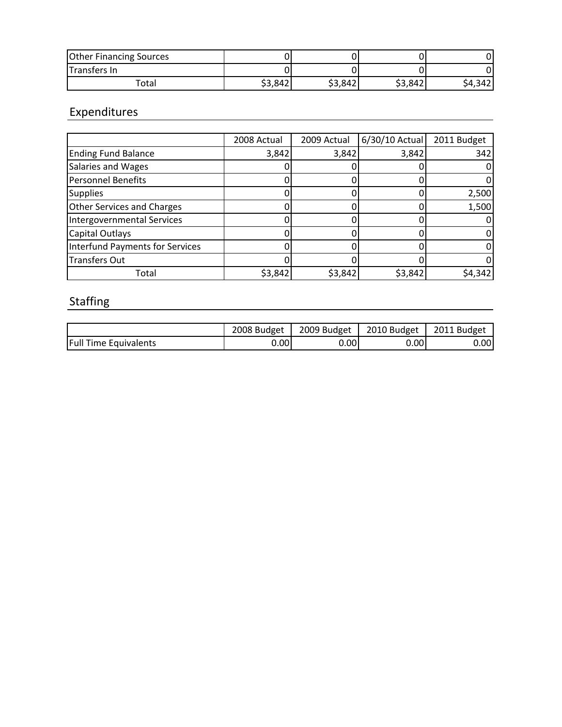| | | | | |
|---|---|---|---|---|
| Other Financing Sources | 0 | 0 | 0 | 0 |
| Transfers In | 0 | 0 | 0 | 0 |
| Total | $3,842 | $3,842 | $3,842 | $4,342 |

## Expenditures

| | 2008 Actual | 2009 Actual | 6/30/10 Actual | 2011 Budget |
|---|---|---|---|---|
| Ending Fund Balance | 3,842 | 3,842 | 3,842 | 342 |
| Salaries and Wages | 0 | 0 | 0 | 0 |
| Personnel Benefits | 0 | 0 | 0 | 0 |
| Supplies | 0 | 0 | 0 | 2,500 |
| Other Services and Charges | 0 | 0 | 0 | 1,500 |
| Intergovernmental Services | 0 | 0 | 0 | 0 |
| Capital Outlays | 0 | 0 | 0 | 0 |
| Interfund Payments for Services | 0 | 0 | 0 | 0 |
| Transfers Out | 0 | 0 | 0 | 0 |
| Total | $3,842 | $3,842 | $3,842 | $4,342 |

## Staffing

| | 2008 Budget | 2009 Budget | 2010 Budget | 2011 Budget |
|---|---|---|---|---|
| Full Time Equivalents | 0.00 | 0.00 | 0.00 | 0.00 |